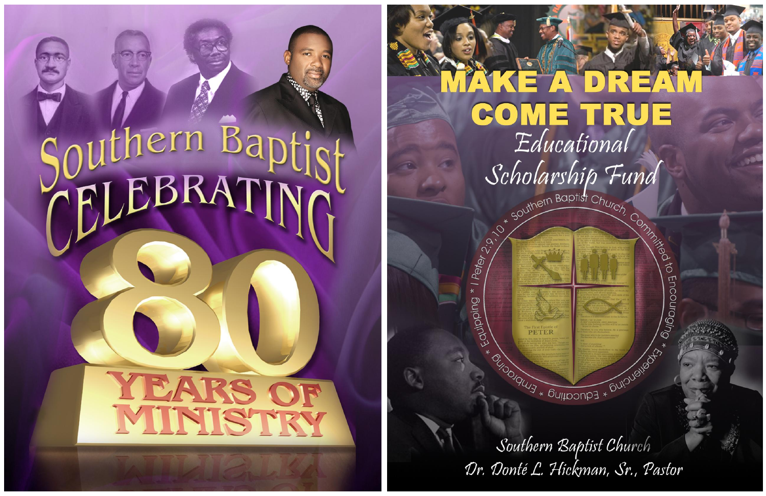# Southern Baptist

## CELEBRATING

# 80

## YEARS OF MINISTRY

# MAKE A DREAM COME TRUE

## *Educational Scholarship Fund*

Southern Baptist Church, Committed to Encouraging * Experiencing * Educating * Embracing * Equipping * I Peter 2:9,10 *

The First Epistle of PETER

*Southern Baptist Church*

*Dr. Donté L. Hickman, Sr., Pastor*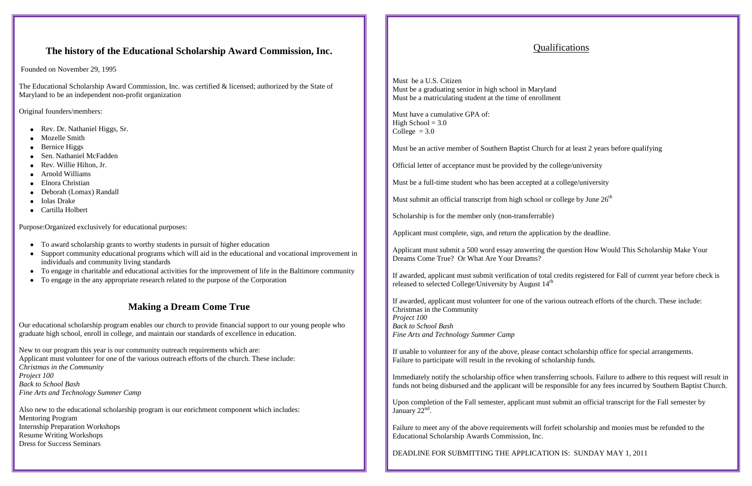## The history of the Educational Scholarship Award Commission, Inc.

Founded on November 29, 1995

The Educational Scholarship Award Commission, Inc. was certified & licensed; authorized by the State of Maryland to be an independent non-profit organization

Original founders/members:

- Rev. Dr. Nathaniel Higgs, Sr.
- Mozelle Smith
- Bernice Higgs
- Sen. Nathaniel McFadden
- Rev. Willie Hilton, Jr.
- Arnold Williams
- Elnora Christian
- Deborah (Lomax) Randall
- Iolas Drake
- Cartilla Holbert

Purpose:Organized exclusively for educational purposes:

- To award scholarship grants to worthy students in pursuit of higher education
- Support community educational programs which will aid in the educational and vocational improvement in individuals and community living standards
- To engage in charitable and educational activities for the improvement of life in the Baltimore community
- To engage in the any appropriate research related to the purpose of the Corporation

## Making a Dream Come True

Our educational scholarship program enables our church to provide financial support to our young people who graduate high school, enroll in college, and maintain our standards of excellence in education.

New to our program this year is our community outreach requirements which are:
Applicant must volunteer for one of the various outreach efforts of the church. These include:
*Christmas in the Community*
*Project 100*
*Back to School Bash*
*Fine Arts and Technology Summer Camp*

Also new to the educational scholarship program is our enrichment component which includes:
Mentoring Program
Internship Preparation Workshops
Resume Writing Workshops
Dress for Success Seminars

## Qualifications

Must be a U.S. Citizen
Must be a graduating senior in high school in Maryland
Must be a matriculating student at the time of enrollment

Must have a cumulative GPA of:
High School = 3.0
College = 3.0

Must be an active member of Southern Baptist Church for at least 2 years before qualifying

Official letter of acceptance must be provided by the college/university

Must be a full-time student who has been accepted at a college/university

Must submit an official transcript from high school or college by June 26th

Scholarship is for the member only (non-transferrable)

Applicant must complete, sign, and return the application by the deadline.

Applicant must submit a 500 word essay answering the question How Would This Scholarship Make Your Dreams Come True? Or What Are Your Dreams?

If awarded, applicant must submit verification of total credits registered for Fall of current year before check is released to selected College/University by August 14th

If awarded, applicant must volunteer for one of the various outreach efforts of the church. These include:
Christmas in the Community
*Project 100*
*Back to School Bash*
*Fine Arts and Technology Summer Camp*

If unable to volunteer for any of the above, please contact scholarship office for special arrangements.
Failure to participate will result in the revoking of scholarship funds.

Immediately notify the scholarship office when transferring schools. Failure to adhere to this request will result in funds not being disbursed and the applicant will be responsible for any fees incurred by Southern Baptist Church.

Upon completion of the Fall semester, applicant must submit an official transcript for the Fall semester by January 22nd.

Failure to meet any of the above requirements will forfeit scholarship and monies must be refunded to the Educational Scholarship Awards Commission, Inc.

DEADLINE FOR SUBMITTING THE APPLICATION IS: SUNDAY MAY 1, 2011